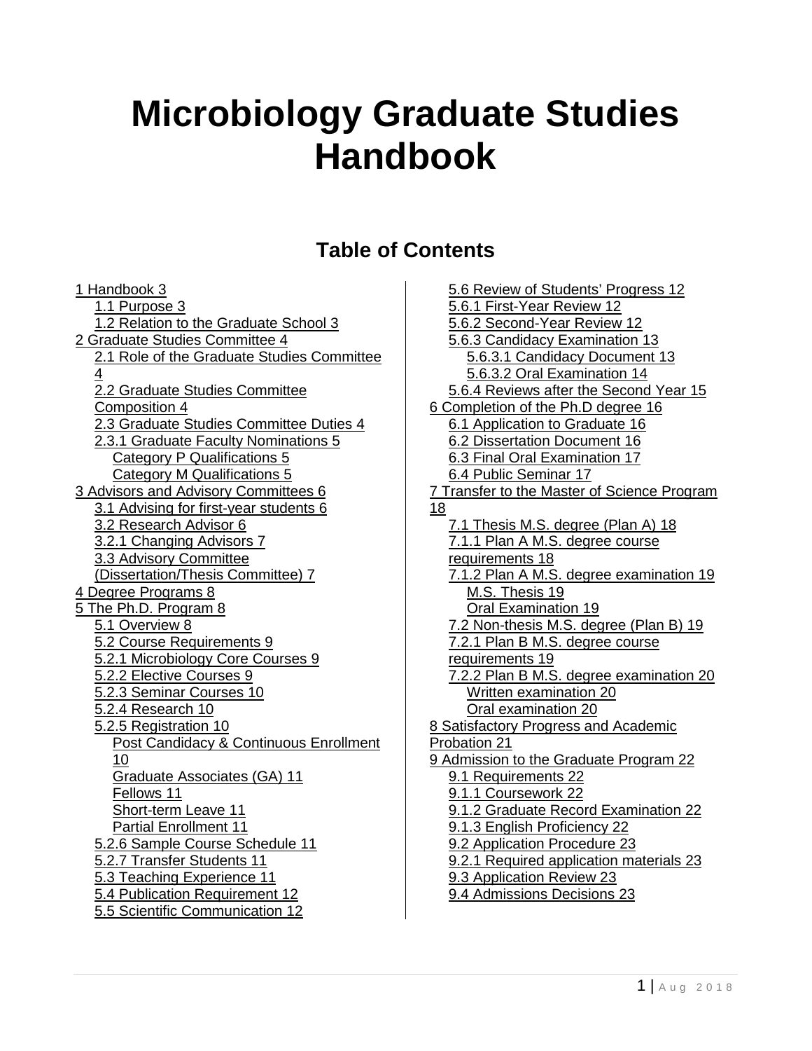# Microbiology Graduate Studies Handbook

## Table of Contents

- 1 Handbook 3
  - 1.1 Purpose 3
  - 1.2 Relation to the Graduate School 3
- 2 Graduate Studies Committee 4
  - 2.1 Role of the Graduate Studies Committee 4
  - 2.2 Graduate Studies Committee Composition 4
  - 2.3 Graduate Studies Committee Duties 4
  - 2.3.1 Graduate Faculty Nominations 5
    - Category P Qualifications 5
    - Category M Qualifications 5
- 3 Advisors and Advisory Committees 6
  - 3.1 Advising for first-year students 6
  - 3.2 Research Advisor 6
  - 3.2.1 Changing Advisors 7
  - 3.3 Advisory Committee (Dissertation/Thesis Committee) 7
- 4 Degree Programs 8
- 5 The Ph.D. Program 8
  - 5.1 Overview 8
  - 5.2 Course Requirements 9
  - 5.2.1 Microbiology Core Courses 9
  - 5.2.2 Elective Courses 9
  - 5.2.3 Seminar Courses 10
  - 5.2.4 Research 10
  - 5.2.5 Registration 10
    - Post Candidacy & Continuous Enrollment 10
    - Graduate Associates (GA) 11
    - Fellows 11
    - Short-term Leave 11
    - Partial Enrollment 11
  - 5.2.6 Sample Course Schedule 11
  - 5.2.7 Transfer Students 11
  - 5.3 Teaching Experience 11
  - 5.4 Publication Requirement 12
  - 5.5 Scientific Communication 12
  - 5.6 Review of Students' Progress 12
  - 5.6.1 First-Year Review 12
  - 5.6.2 Second-Year Review 12
  - 5.6.3 Candidacy Examination 13
    - 5.6.3.1 Candidacy Document 13
    - 5.6.3.2 Oral Examination 14
  - 5.6.4 Reviews after the Second Year 15
- 6 Completion of the Ph.D degree 16
  - 6.1 Application to Graduate 16
  - 6.2 Dissertation Document 16
  - 6.3 Final Oral Examination 17
  - 6.4 Public Seminar 17
- 7 Transfer to the Master of Science Program 18
  - 7.1 Thesis M.S. degree (Plan A) 18
  - 7.1.1 Plan A M.S. degree course requirements 18
  - 7.1.2 Plan A M.S. degree examination 19
    - M.S. Thesis 19
    - Oral Examination 19
  - 7.2 Non-thesis M.S. degree (Plan B) 19
  - 7.2.1 Plan B M.S. degree course requirements 19
  - 7.2.2 Plan B M.S. degree examination 20
    - Written examination 20
    - Oral examination 20
- 8 Satisfactory Progress and Academic Probation 21
- 9 Admission to the Graduate Program 22
  - 9.1 Requirements 22
  - 9.1.1 Coursework 22
  - 9.1.2 Graduate Record Examination 22
  - 9.1.3 English Proficiency 22
  - 9.2 Application Procedure 23
  - 9.2.1 Required application materials 23
  - 9.3 Application Review 23
  - 9.4 Admissions Decisions 23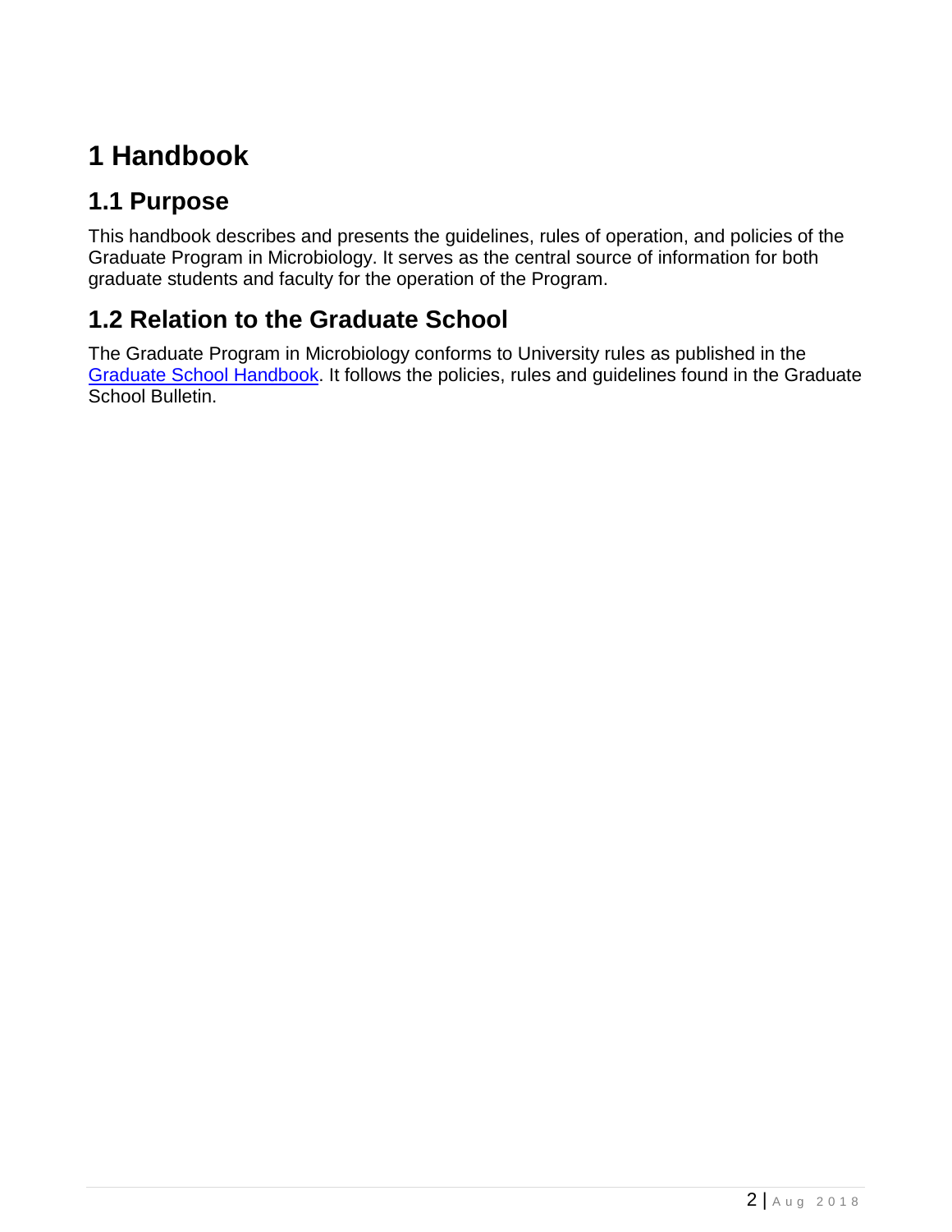# 1 Handbook

## 1.1 Purpose

This handbook describes and presents the guidelines, rules of operation, and policies of the Graduate Program in Microbiology. It serves as the central source of information for both graduate students and faculty for the operation of the Program.

## 1.2 Relation to the Graduate School

The Graduate Program in Microbiology conforms to University rules as published in the Graduate School Handbook. It follows the policies, rules and guidelines found in the Graduate School Bulletin.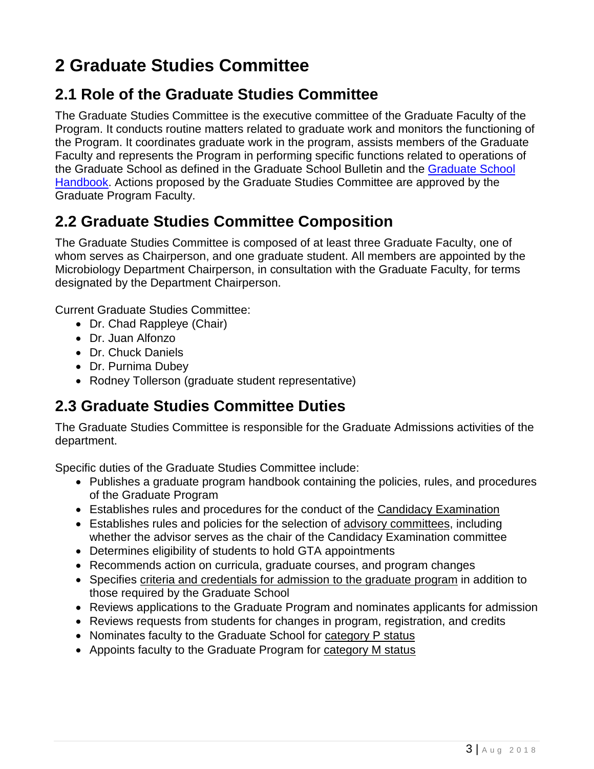# 2 Graduate Studies Committee

## 2.1 Role of the Graduate Studies Committee

The Graduate Studies Committee is the executive committee of the Graduate Faculty of the Program. It conducts routine matters related to graduate work and monitors the functioning of the Program. It coordinates graduate work in the program, assists members of the Graduate Faculty and represents the Program in performing specific functions related to operations of the Graduate School as defined in the Graduate School Bulletin and the Graduate School Handbook. Actions proposed by the Graduate Studies Committee are approved by the Graduate Program Faculty.

## 2.2 Graduate Studies Committee Composition

The Graduate Studies Committee is composed of at least three Graduate Faculty, one of whom serves as Chairperson, and one graduate student. All members are appointed by the Microbiology Department Chairperson, in consultation with the Graduate Faculty, for terms designated by the Department Chairperson.

Current Graduate Studies Committee:

- Dr. Chad Rappleye (Chair)
- Dr. Juan Alfonzo
- Dr. Chuck Daniels
- Dr. Purnima Dubey
- Rodney Tollerson (graduate student representative)

## 2.3 Graduate Studies Committee Duties

The Graduate Studies Committee is responsible for the Graduate Admissions activities of the department.

Specific duties of the Graduate Studies Committee include:

- Publishes a graduate program handbook containing the policies, rules, and procedures of the Graduate Program
- Establishes rules and procedures for the conduct of the Candidacy Examination
- Establishes rules and policies for the selection of advisory committees, including whether the advisor serves as the chair of the Candidacy Examination committee
- Determines eligibility of students to hold GTA appointments
- Recommends action on curricula, graduate courses, and program changes
- Specifies criteria and credentials for admission to the graduate program in addition to those required by the Graduate School
- Reviews applications to the Graduate Program and nominates applicants for admission
- Reviews requests from students for changes in program, registration, and credits
- Nominates faculty to the Graduate School for category P status
- Appoints faculty to the Graduate Program for category M status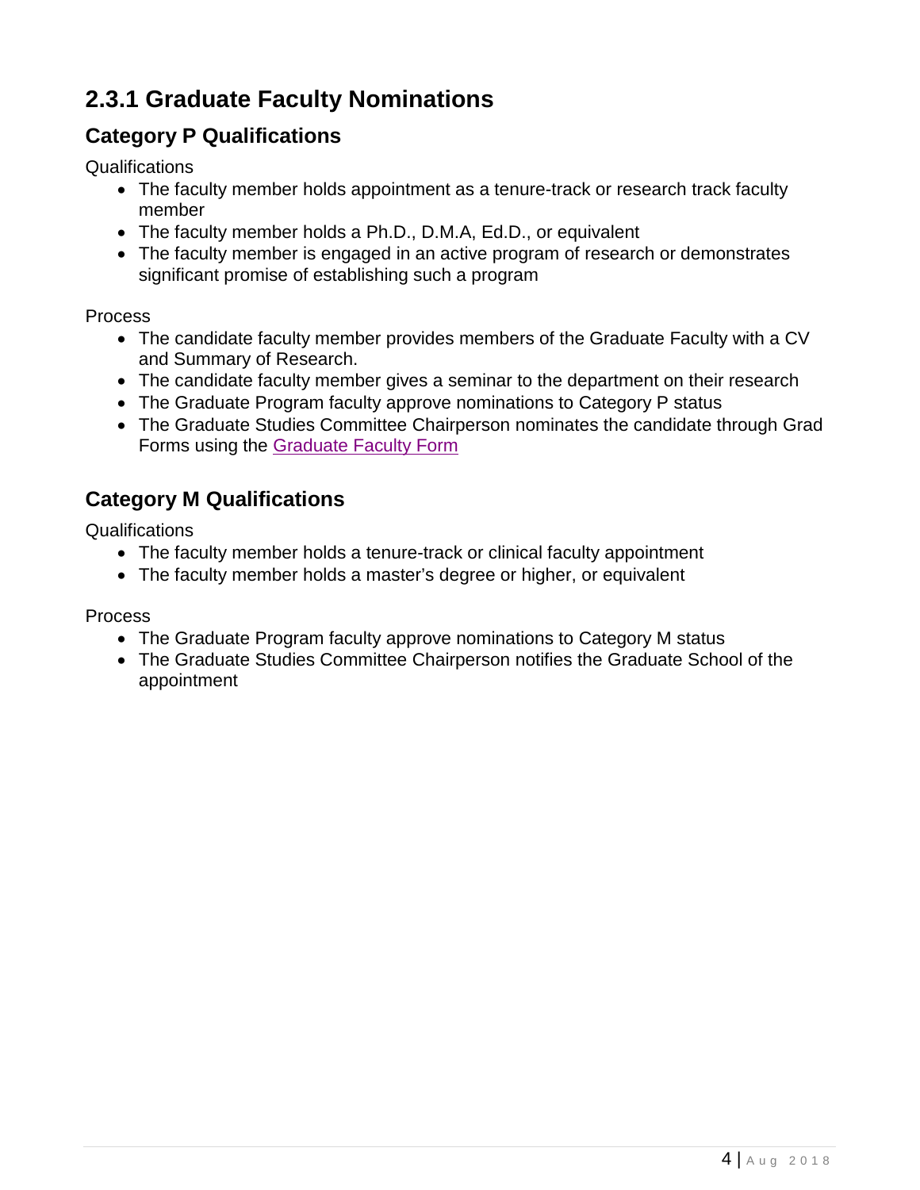## 2.3.1 Graduate Faculty Nominations

### Category P Qualifications

Qualifications

- The faculty member holds appointment as a tenure-track or research track faculty member
- The faculty member holds a Ph.D., D.M.A, Ed.D., or equivalent
- The faculty member is engaged in an active program of research or demonstrates significant promise of establishing such a program

Process

- The candidate faculty member provides members of the Graduate Faculty with a CV and Summary of Research.
- The candidate faculty member gives a seminar to the department on their research
- The Graduate Program faculty approve nominations to Category P status
- The Graduate Studies Committee Chairperson nominates the candidate through Grad Forms using the Graduate Faculty Form

### Category M Qualifications

Qualifications

- The faculty member holds a tenure-track or clinical faculty appointment
- The faculty member holds a master's degree or higher, or equivalent

Process

- The Graduate Program faculty approve nominations to Category M status
- The Graduate Studies Committee Chairperson notifies the Graduate School of the appointment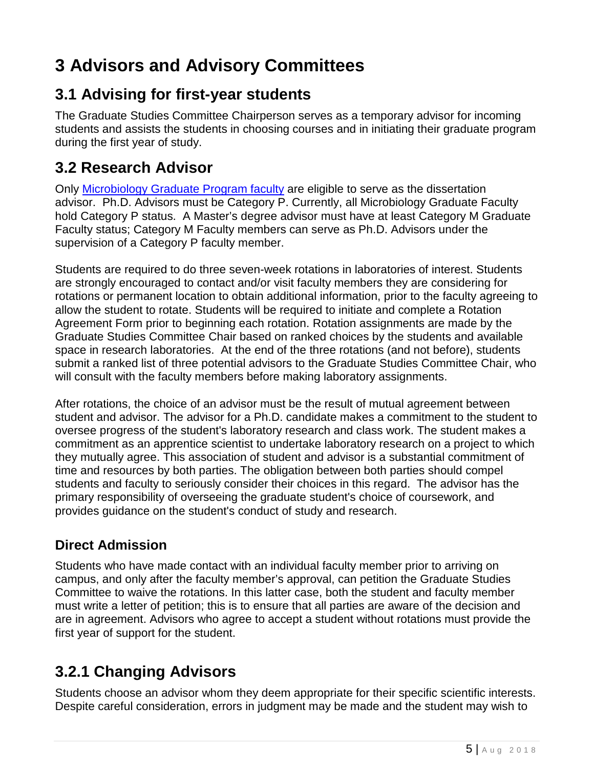# 3 Advisors and Advisory Committees

## 3.1 Advising for first-year students

The Graduate Studies Committee Chairperson serves as a temporary advisor for incoming students and assists the students in choosing courses and in initiating their graduate program during the first year of study.

## 3.2 Research Advisor

Only [Microbiology Graduate Program faculty]() are eligible to serve as the dissertation advisor. Ph.D. Advisors must be Category P. Currently, all Microbiology Graduate Faculty hold Category P status. A Master's degree advisor must have at least Category M Graduate Faculty status; Category M Faculty members can serve as Ph.D. Advisors under the supervision of a Category P faculty member.

Students are required to do three seven-week rotations in laboratories of interest. Students are strongly encouraged to contact and/or visit faculty members they are considering for rotations or permanent location to obtain additional information, prior to the faculty agreeing to allow the student to rotate. Students will be required to initiate and complete a Rotation Agreement Form prior to beginning each rotation. Rotation assignments are made by the Graduate Studies Committee Chair based on ranked choices by the students and available space in research laboratories. At the end of the three rotations (and not before), students submit a ranked list of three potential advisors to the Graduate Studies Committee Chair, who will consult with the faculty members before making laboratory assignments.

After rotations, the choice of an advisor must be the result of mutual agreement between student and advisor. The advisor for a Ph.D. candidate makes a commitment to the student to oversee progress of the student's laboratory research and class work. The student makes a commitment as an apprentice scientist to undertake laboratory research on a project to which they mutually agree. This association of student and advisor is a substantial commitment of time and resources by both parties. The obligation between both parties should compel students and faculty to seriously consider their choices in this regard. The advisor has the primary responsibility of overseeing the graduate student's choice of coursework, and provides guidance on the student's conduct of study and research.

### Direct Admission

Students who have made contact with an individual faculty member prior to arriving on campus, and only after the faculty member's approval, can petition the Graduate Studies Committee to waive the rotations. In this latter case, both the student and faculty member must write a letter of petition; this is to ensure that all parties are aware of the decision and are in agreement. Advisors who agree to accept a student without rotations must provide the first year of support for the student.

## 3.2.1 Changing Advisors

Students choose an advisor whom they deem appropriate for their specific scientific interests. Despite careful consideration, errors in judgment may be made and the student may wish to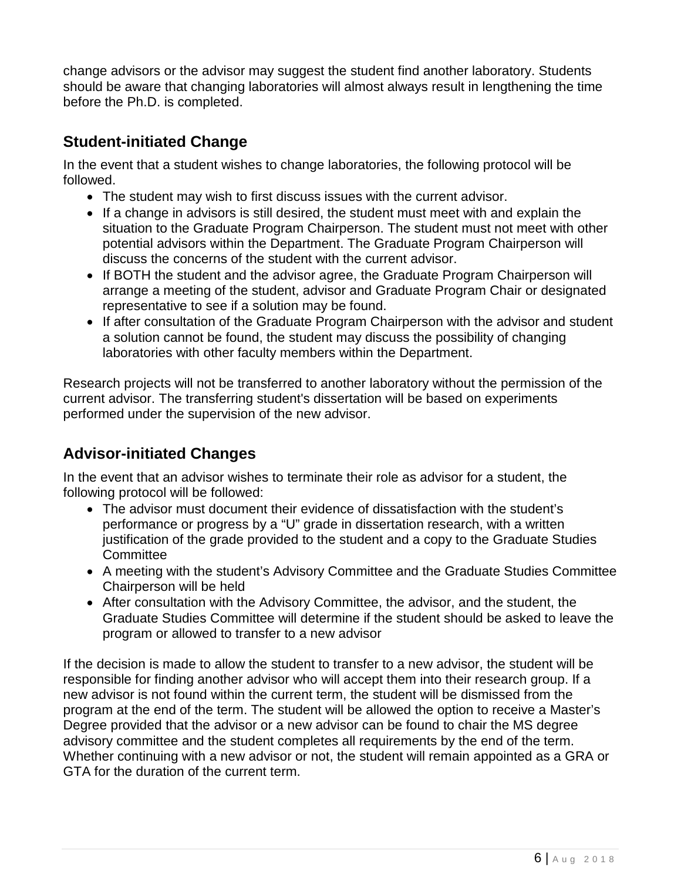change advisors or the advisor may suggest the student find another laboratory. Students should be aware that changing laboratories will almost always result in lengthening the time before the Ph.D. is completed.

## Student-initiated Change

In the event that a student wishes to change laboratories, the following protocol will be followed.

- The student may wish to first discuss issues with the current advisor.
- If a change in advisors is still desired, the student must meet with and explain the situation to the Graduate Program Chairperson. The student must not meet with other potential advisors within the Department. The Graduate Program Chairperson will discuss the concerns of the student with the current advisor.
- If BOTH the student and the advisor agree, the Graduate Program Chairperson will arrange a meeting of the student, advisor and Graduate Program Chair or designated representative to see if a solution may be found.
- If after consultation of the Graduate Program Chairperson with the advisor and student a solution cannot be found, the student may discuss the possibility of changing laboratories with other faculty members within the Department.

Research projects will not be transferred to another laboratory without the permission of the current advisor. The transferring student's dissertation will be based on experiments performed under the supervision of the new advisor.

## Advisor-initiated Changes

In the event that an advisor wishes to terminate their role as advisor for a student, the following protocol will be followed:

- The advisor must document their evidence of dissatisfaction with the student's performance or progress by a "U" grade in dissertation research, with a written justification of the grade provided to the student and a copy to the Graduate Studies Committee
- A meeting with the student's Advisory Committee and the Graduate Studies Committee Chairperson will be held
- After consultation with the Advisory Committee, the advisor, and the student, the Graduate Studies Committee will determine if the student should be asked to leave the program or allowed to transfer to a new advisor

If the decision is made to allow the student to transfer to a new advisor, the student will be responsible for finding another advisor who will accept them into their research group. If a new advisor is not found within the current term, the student will be dismissed from the program at the end of the term. The student will be allowed the option to receive a Master's Degree provided that the advisor or a new advisor can be found to chair the MS degree advisory committee and the student completes all requirements by the end of the term. Whether continuing with a new advisor or not, the student will remain appointed as a GRA or GTA for the duration of the current term.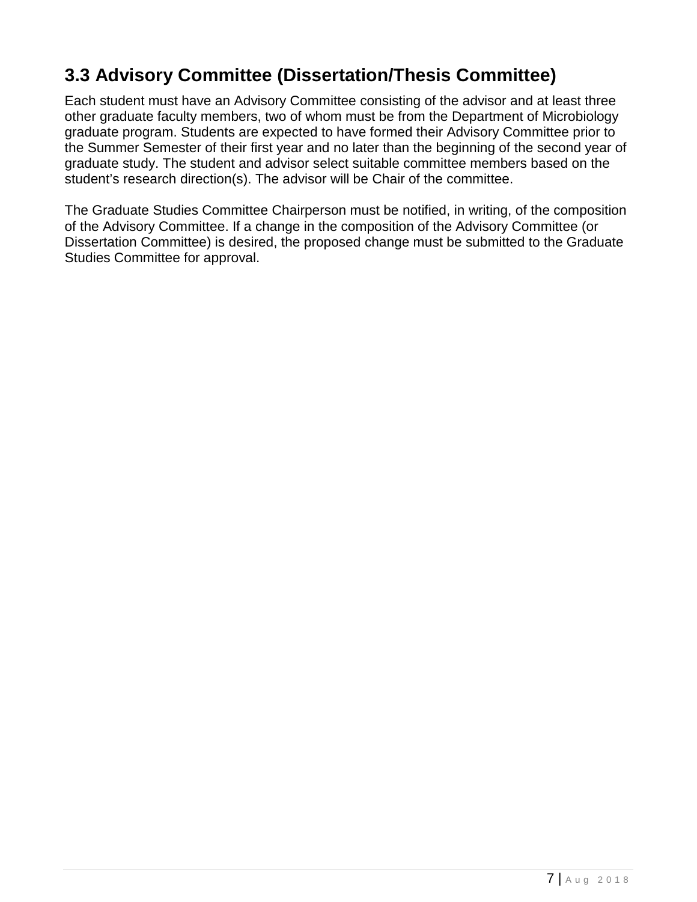## 3.3 Advisory Committee (Dissertation/Thesis Committee)

Each student must have an Advisory Committee consisting of the advisor and at least three other graduate faculty members, two of whom must be from the Department of Microbiology graduate program. Students are expected to have formed their Advisory Committee prior to the Summer Semester of their first year and no later than the beginning of the second year of graduate study. The student and advisor select suitable committee members based on the student's research direction(s). The advisor will be Chair of the committee.

The Graduate Studies Committee Chairperson must be notified, in writing, of the composition of the Advisory Committee. If a change in the composition of the Advisory Committee (or Dissertation Committee) is desired, the proposed change must be submitted to the Graduate Studies Committee for approval.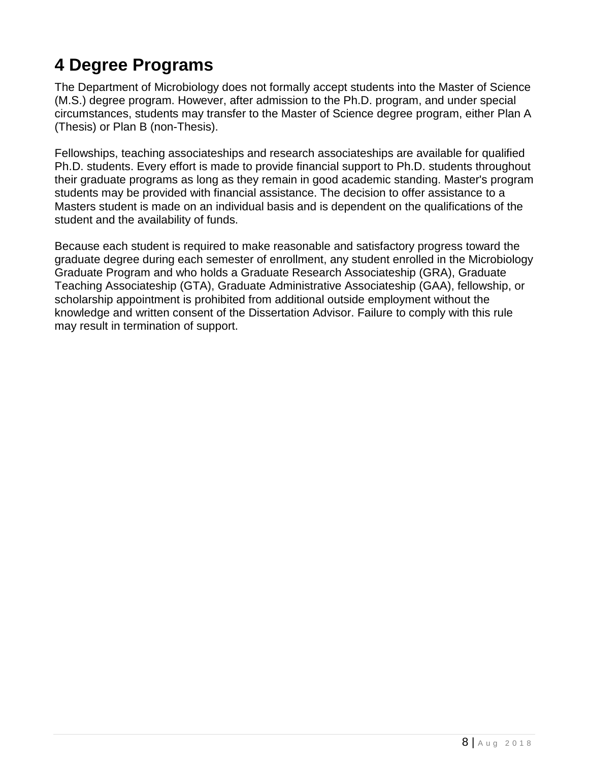# 4 Degree Programs

The Department of Microbiology does not formally accept students into the Master of Science (M.S.) degree program. However, after admission to the Ph.D. program, and under special circumstances, students may transfer to the Master of Science degree program, either Plan A (Thesis) or Plan B (non-Thesis).

Fellowships, teaching associateships and research associateships are available for qualified Ph.D. students. Every effort is made to provide financial support to Ph.D. students throughout their graduate programs as long as they remain in good academic standing. Master's program students may be provided with financial assistance. The decision to offer assistance to a Masters student is made on an individual basis and is dependent on the qualifications of the student and the availability of funds.

Because each student is required to make reasonable and satisfactory progress toward the graduate degree during each semester of enrollment, any student enrolled in the Microbiology Graduate Program and who holds a Graduate Research Associateship (GRA), Graduate Teaching Associateship (GTA), Graduate Administrative Associateship (GAA), fellowship, or scholarship appointment is prohibited from additional outside employment without the knowledge and written consent of the Dissertation Advisor. Failure to comply with this rule may result in termination of support.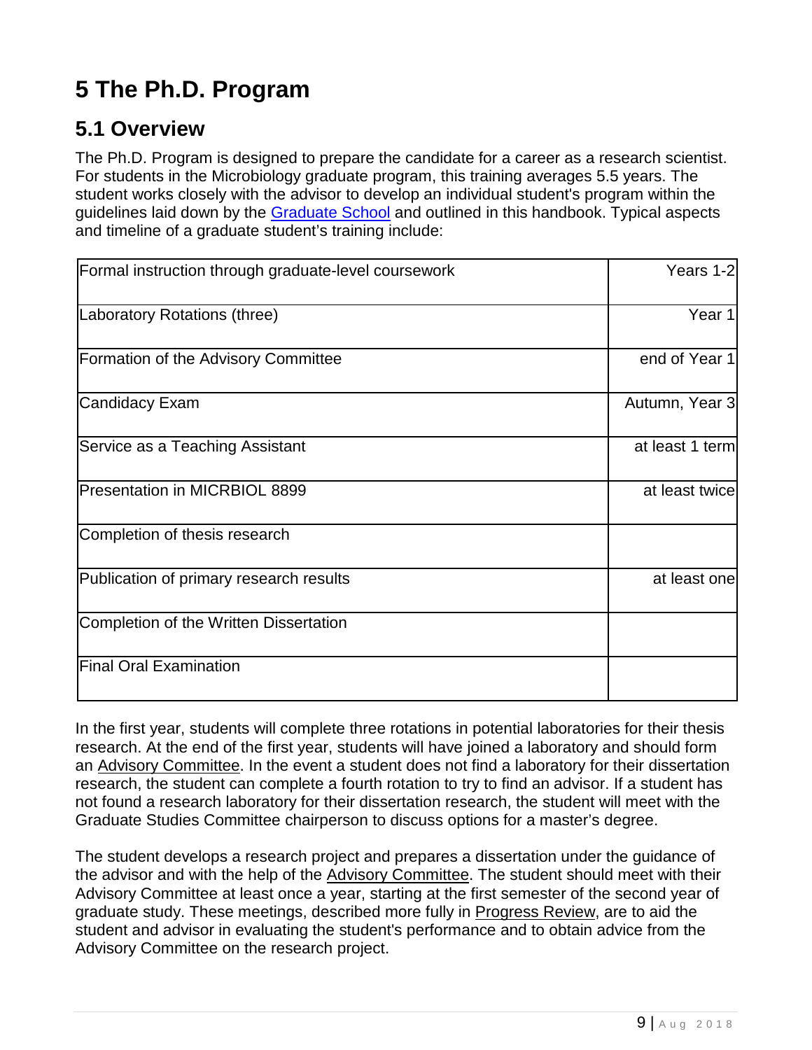# 5 The Ph.D. Program

## 5.1 Overview

The Ph.D. Program is designed to prepare the candidate for a career as a research scientist. For students in the Microbiology graduate program, this training averages 5.5 years. The student works closely with the advisor to develop an individual student's program within the guidelines laid down by the Graduate School and outlined in this handbook. Typical aspects and timeline of a graduate student's training include:

| | |
|---|---:|
| Formal instruction through graduate-level coursework | Years 1-2 |
| Laboratory Rotations (three) | Year 1 |
| Formation of the Advisory Committee | end of Year 1 |
| Candidacy Exam | Autumn, Year 3 |
| Service as a Teaching Assistant | at least 1 term |
| Presentation in MICRBIOL 8899 | at least twice |
| Completion of thesis research | |
| Publication of primary research results | at least one |
| Completion of the Written Dissertation | |
| Final Oral Examination | |

In the first year, students will complete three rotations in potential laboratories for their thesis research. At the end of the first year, students will have joined a laboratory and should form an Advisory Committee. In the event a student does not find a laboratory for their dissertation research, the student can complete a fourth rotation to try to find an advisor. If a student has not found a research laboratory for their dissertation research, the student will meet with the Graduate Studies Committee chairperson to discuss options for a master's degree.

The student develops a research project and prepares a dissertation under the guidance of the advisor and with the help of the Advisory Committee. The student should meet with their Advisory Committee at least once a year, starting at the first semester of the second year of graduate study. These meetings, described more fully in Progress Review, are to aid the student and advisor in evaluating the student's performance and to obtain advice from the Advisory Committee on the research project.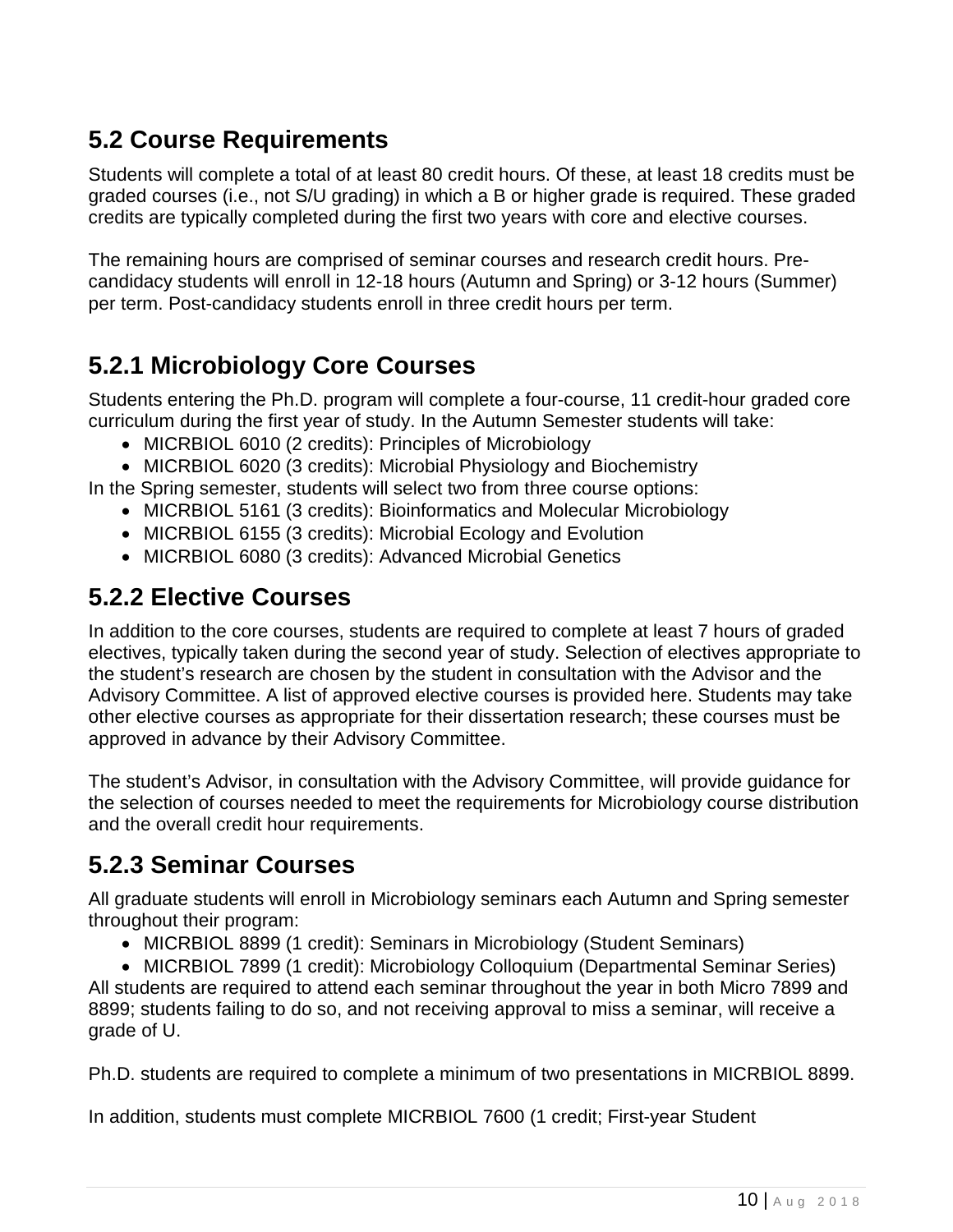## 5.2 Course Requirements

Students will complete a total of at least 80 credit hours. Of these, at least 18 credits must be graded courses (i.e., not S/U grading) in which a B or higher grade is required. These graded credits are typically completed during the first two years with core and elective courses.

The remaining hours are comprised of seminar courses and research credit hours. Pre-candidacy students will enroll in 12-18 hours (Autumn and Spring) or 3-12 hours (Summer) per term. Post-candidacy students enroll in three credit hours per term.

### 5.2.1 Microbiology Core Courses

Students entering the Ph.D. program will complete a four-course, 11 credit-hour graded core curriculum during the first year of study. In the Autumn Semester students will take:

- MICRBIOL 6010 (2 credits): Principles of Microbiology
- MICRBIOL 6020 (3 credits): Microbial Physiology and Biochemistry

In the Spring semester, students will select two from three course options:

- MICRBIOL 5161 (3 credits): Bioinformatics and Molecular Microbiology
- MICRBIOL 6155 (3 credits): Microbial Ecology and Evolution
- MICRBIOL 6080 (3 credits): Advanced Microbial Genetics

### 5.2.2 Elective Courses

In addition to the core courses, students are required to complete at least 7 hours of graded electives, typically taken during the second year of study. Selection of electives appropriate to the student's research are chosen by the student in consultation with the Advisor and the Advisory Committee. A list of approved elective courses is provided here. Students may take other elective courses as appropriate for their dissertation research; these courses must be approved in advance by their Advisory Committee.

The student's Advisor, in consultation with the Advisory Committee, will provide guidance for the selection of courses needed to meet the requirements for Microbiology course distribution and the overall credit hour requirements.

### 5.2.3 Seminar Courses

All graduate students will enroll in Microbiology seminars each Autumn and Spring semester throughout their program:

- MICRBIOL 8899 (1 credit): Seminars in Microbiology (Student Seminars)
- MICRBIOL 7899 (1 credit): Microbiology Colloquium (Departmental Seminar Series)

All students are required to attend each seminar throughout the year in both Micro 7899 and 8899; students failing to do so, and not receiving approval to miss a seminar, will receive a grade of U.

Ph.D. students are required to complete a minimum of two presentations in MICRBIOL 8899.

In addition, students must complete MICRBIOL 7600 (1 credit; First-year Student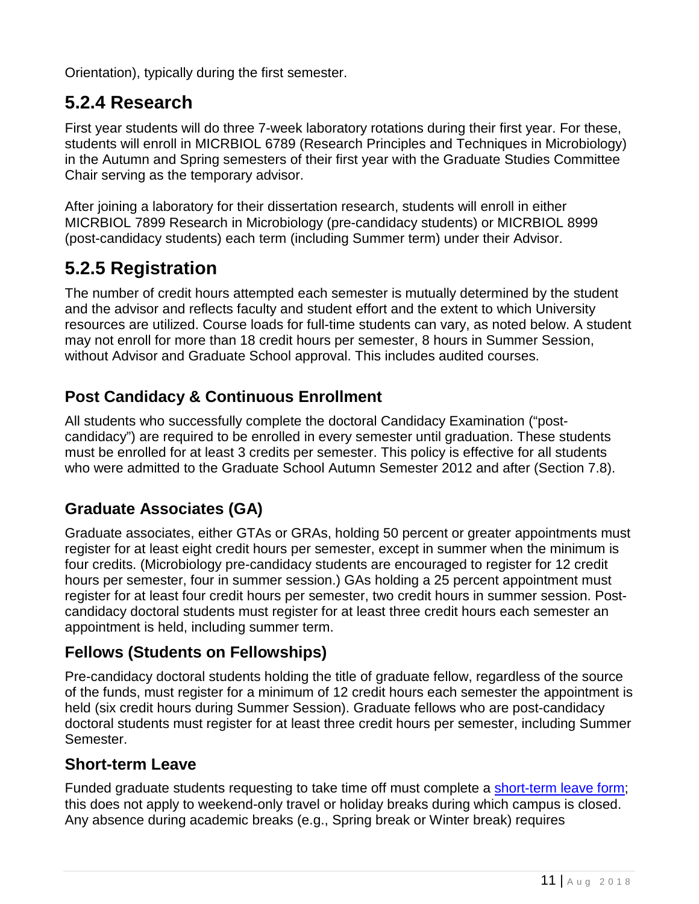Orientation), typically during the first semester.

## 5.2.4 Research

First year students will do three 7-week laboratory rotations during their first year. For these, students will enroll in MICRBIOL 6789 (Research Principles and Techniques in Microbiology) in the Autumn and Spring semesters of their first year with the Graduate Studies Committee Chair serving as the temporary advisor.

After joining a laboratory for their dissertation research, students will enroll in either MICRBIOL 7899 Research in Microbiology (pre-candidacy students) or MICRBIOL 8999 (post-candidacy students) each term (including Summer term) under their Advisor.

## 5.2.5 Registration

The number of credit hours attempted each semester is mutually determined by the student and the advisor and reflects faculty and student effort and the extent to which University resources are utilized. Course loads for full-time students can vary, as noted below. A student may not enroll for more than 18 credit hours per semester, 8 hours in Summer Session, without Advisor and Graduate School approval. This includes audited courses.

### Post Candidacy & Continuous Enrollment

All students who successfully complete the doctoral Candidacy Examination ("post-candidacy") are required to be enrolled in every semester until graduation. These students must be enrolled for at least 3 credits per semester. This policy is effective for all students who were admitted to the Graduate School Autumn Semester 2012 and after (Section 7.8).

### Graduate Associates (GA)

Graduate associates, either GTAs or GRAs, holding 50 percent or greater appointments must register for at least eight credit hours per semester, except in summer when the minimum is four credits. (Microbiology pre-candidacy students are encouraged to register for 12 credit hours per semester, four in summer session.) GAs holding a 25 percent appointment must register for at least four credit hours per semester, two credit hours in summer session. Post-candidacy doctoral students must register for at least three credit hours each semester an appointment is held, including summer term.

### Fellows (Students on Fellowships)

Pre-candidacy doctoral students holding the title of graduate fellow, regardless of the source of the funds, must register for a minimum of 12 credit hours each semester the appointment is held (six credit hours during Summer Session). Graduate fellows who are post-candidacy doctoral students must register for at least three credit hours per semester, including Summer Semester.

### Short-term Leave

Funded graduate students requesting to take time off must complete a [short-term leave form](); this does not apply to weekend-only travel or holiday breaks during which campus is closed. Any absence during academic breaks (e.g., Spring break or Winter break) requires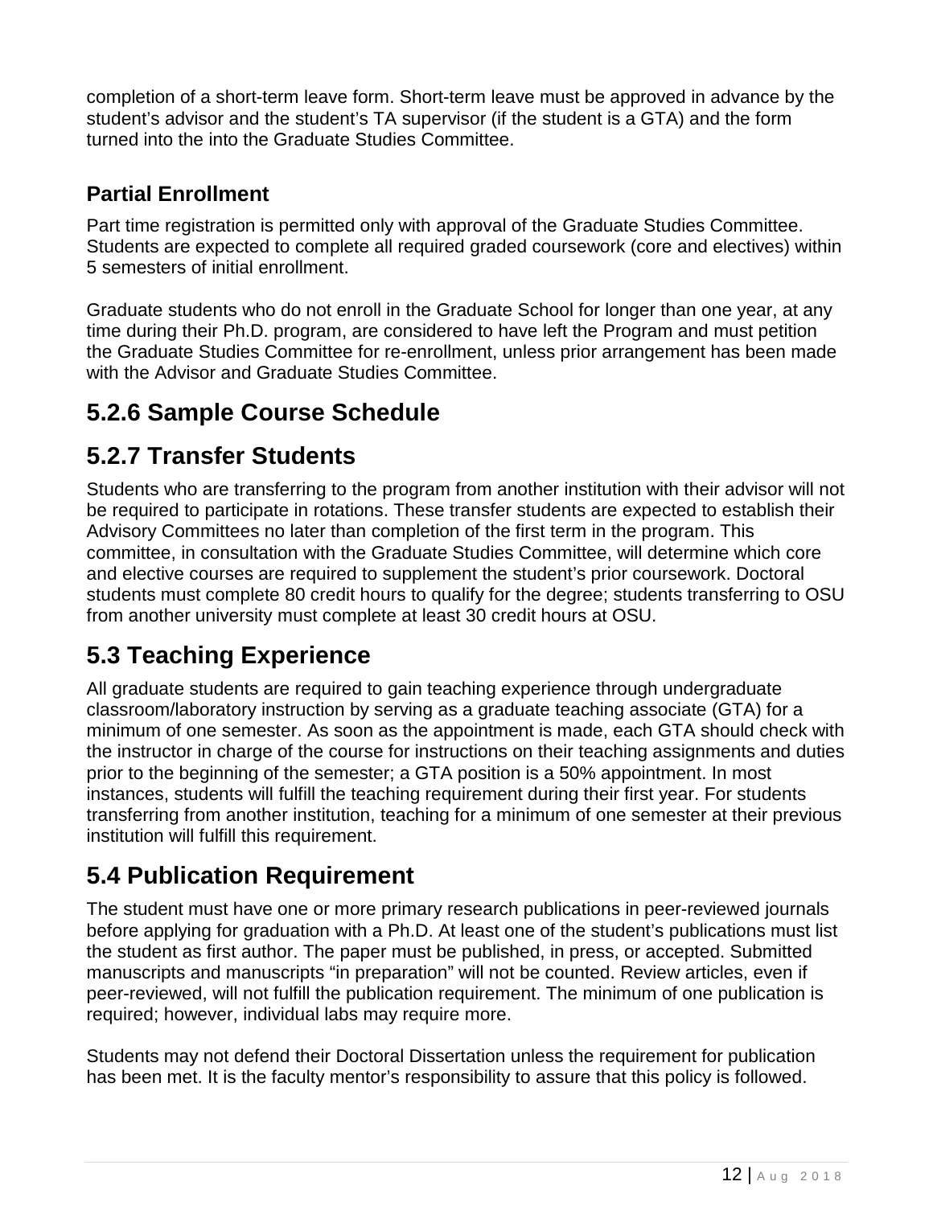completion of a short-term leave form. Short-term leave must be approved in advance by the student's advisor and the student's TA supervisor (if the student is a GTA) and the form turned into the into the Graduate Studies Committee.

### Partial Enrollment

Part time registration is permitted only with approval of the Graduate Studies Committee. Students are expected to complete all required graded coursework (core and electives) within 5 semesters of initial enrollment.

Graduate students who do not enroll in the Graduate School for longer than one year, at any time during their Ph.D. program, are considered to have left the Program and must petition the Graduate Studies Committee for re-enrollment, unless prior arrangement has been made with the Advisor and Graduate Studies Committee.

## 5.2.6 Sample Course Schedule

## 5.2.7 Transfer Students

Students who are transferring to the program from another institution with their advisor will not be required to participate in rotations. These transfer students are expected to establish their Advisory Committees no later than completion of the first term in the program. This committee, in consultation with the Graduate Studies Committee, will determine which core and elective courses are required to supplement the student's prior coursework. Doctoral students must complete 80 credit hours to qualify for the degree; students transferring to OSU from another university must complete at least 30 credit hours at OSU.

## 5.3 Teaching Experience

All graduate students are required to gain teaching experience through undergraduate classroom/laboratory instruction by serving as a graduate teaching associate (GTA) for a minimum of one semester. As soon as the appointment is made, each GTA should check with the instructor in charge of the course for instructions on their teaching assignments and duties prior to the beginning of the semester; a GTA position is a 50% appointment. In most instances, students will fulfill the teaching requirement during their first year. For students transferring from another institution, teaching for a minimum of one semester at their previous institution will fulfill this requirement.

## 5.4 Publication Requirement

The student must have one or more primary research publications in peer-reviewed journals before applying for graduation with a Ph.D. At least one of the student's publications must list the student as first author. The paper must be published, in press, or accepted. Submitted manuscripts and manuscripts "in preparation" will not be counted. Review articles, even if peer-reviewed, will not fulfill the publication requirement. The minimum of one publication is required; however, individual labs may require more.

Students may not defend their Doctoral Dissertation unless the requirement for publication has been met. It is the faculty mentor's responsibility to assure that this policy is followed.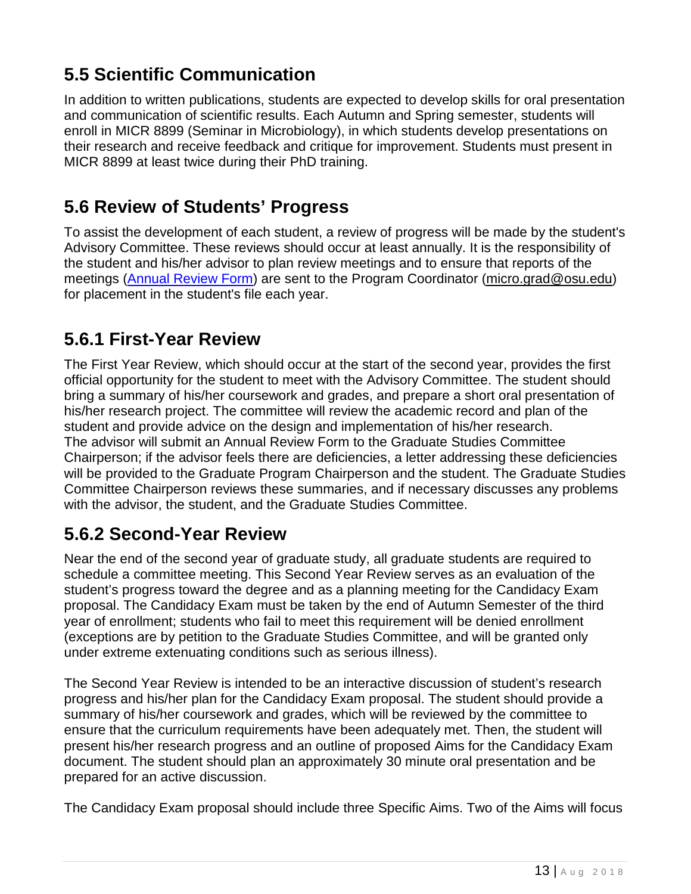## 5.5 Scientific Communication

In addition to written publications, students are expected to develop skills for oral presentation and communication of scientific results. Each Autumn and Spring semester, students will enroll in MICR 8899 (Seminar in Microbiology), in which students develop presentations on their research and receive feedback and critique for improvement. Students must present in MICR 8899 at least twice during their PhD training.

## 5.6 Review of Students' Progress

To assist the development of each student, a review of progress will be made by the student's Advisory Committee. These reviews should occur at least annually. It is the responsibility of the student and his/her advisor to plan review meetings and to ensure that reports of the meetings (Annual Review Form) are sent to the Program Coordinator (micro.grad@osu.edu) for placement in the student's file each year.

### 5.6.1 First-Year Review

The First Year Review, which should occur at the start of the second year, provides the first official opportunity for the student to meet with the Advisory Committee. The student should bring a summary of his/her coursework and grades, and prepare a short oral presentation of his/her research project. The committee will review the academic record and plan of the student and provide advice on the design and implementation of his/her research.
The advisor will submit an Annual Review Form to the Graduate Studies Committee Chairperson; if the advisor feels there are deficiencies, a letter addressing these deficiencies will be provided to the Graduate Program Chairperson and the student. The Graduate Studies Committee Chairperson reviews these summaries, and if necessary discusses any problems with the advisor, the student, and the Graduate Studies Committee.

### 5.6.2 Second-Year Review

Near the end of the second year of graduate study, all graduate students are required to schedule a committee meeting. This Second Year Review serves as an evaluation of the student's progress toward the degree and as a planning meeting for the Candidacy Exam proposal. The Candidacy Exam must be taken by the end of Autumn Semester of the third year of enrollment; students who fail to meet this requirement will be denied enrollment (exceptions are by petition to the Graduate Studies Committee, and will be granted only under extreme extenuating conditions such as serious illness).

The Second Year Review is intended to be an interactive discussion of student's research progress and his/her plan for the Candidacy Exam proposal. The student should provide a summary of his/her coursework and grades, which will be reviewed by the committee to ensure that the curriculum requirements have been adequately met. Then, the student will present his/her research progress and an outline of proposed Aims for the Candidacy Exam document. The student should plan an approximately 30 minute oral presentation and be prepared for an active discussion.

The Candidacy Exam proposal should include three Specific Aims. Two of the Aims will focus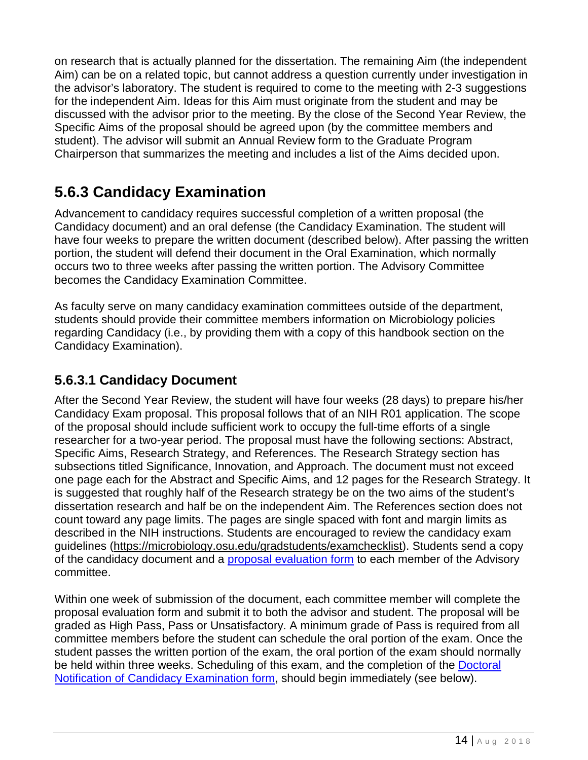on research that is actually planned for the dissertation. The remaining Aim (the independent Aim) can be on a related topic, but cannot address a question currently under investigation in the advisor's laboratory. The student is required to come to the meeting with 2-3 suggestions for the independent Aim. Ideas for this Aim must originate from the student and may be discussed with the advisor prior to the meeting. By the close of the Second Year Review, the Specific Aims of the proposal should be agreed upon (by the committee members and student). The advisor will submit an Annual Review form to the Graduate Program Chairperson that summarizes the meeting and includes a list of the Aims decided upon.

## 5.6.3 Candidacy Examination

Advancement to candidacy requires successful completion of a written proposal (the Candidacy document) and an oral defense (the Candidacy Examination. The student will have four weeks to prepare the written document (described below). After passing the written portion, the student will defend their document in the Oral Examination, which normally occurs two to three weeks after passing the written portion. The Advisory Committee becomes the Candidacy Examination Committee.

As faculty serve on many candidacy examination committees outside of the department, students should provide their committee members information on Microbiology policies regarding Candidacy (i.e., by providing them with a copy of this handbook section on the Candidacy Examination).

### 5.6.3.1 Candidacy Document

After the Second Year Review, the student will have four weeks (28 days) to prepare his/her Candidacy Exam proposal. This proposal follows that of an NIH R01 application. The scope of the proposal should include sufficient work to occupy the full-time efforts of a single researcher for a two-year period. The proposal must have the following sections: Abstract, Specific Aims, Research Strategy, and References. The Research Strategy section has subsections titled Significance, Innovation, and Approach. The document must not exceed one page each for the Abstract and Specific Aims, and 12 pages for the Research Strategy. It is suggested that roughly half of the Research strategy be on the two aims of the student's dissertation research and half be on the independent Aim. The References section does not count toward any page limits. The pages are single spaced with font and margin limits as described in the NIH instructions. Students are encouraged to review the candidacy exam guidelines (https://microbiology.osu.edu/gradstudents/examchecklist). Students send a copy of the candidacy document and a proposal evaluation form to each member of the Advisory committee.

Within one week of submission of the document, each committee member will complete the proposal evaluation form and submit it to both the advisor and student. The proposal will be graded as High Pass, Pass or Unsatisfactory. A minimum grade of Pass is required from all committee members before the student can schedule the oral portion of the exam. Once the student passes the written portion of the exam, the oral portion of the exam should normally be held within three weeks. Scheduling of this exam, and the completion of the Doctoral Notification of Candidacy Examination form, should begin immediately (see below).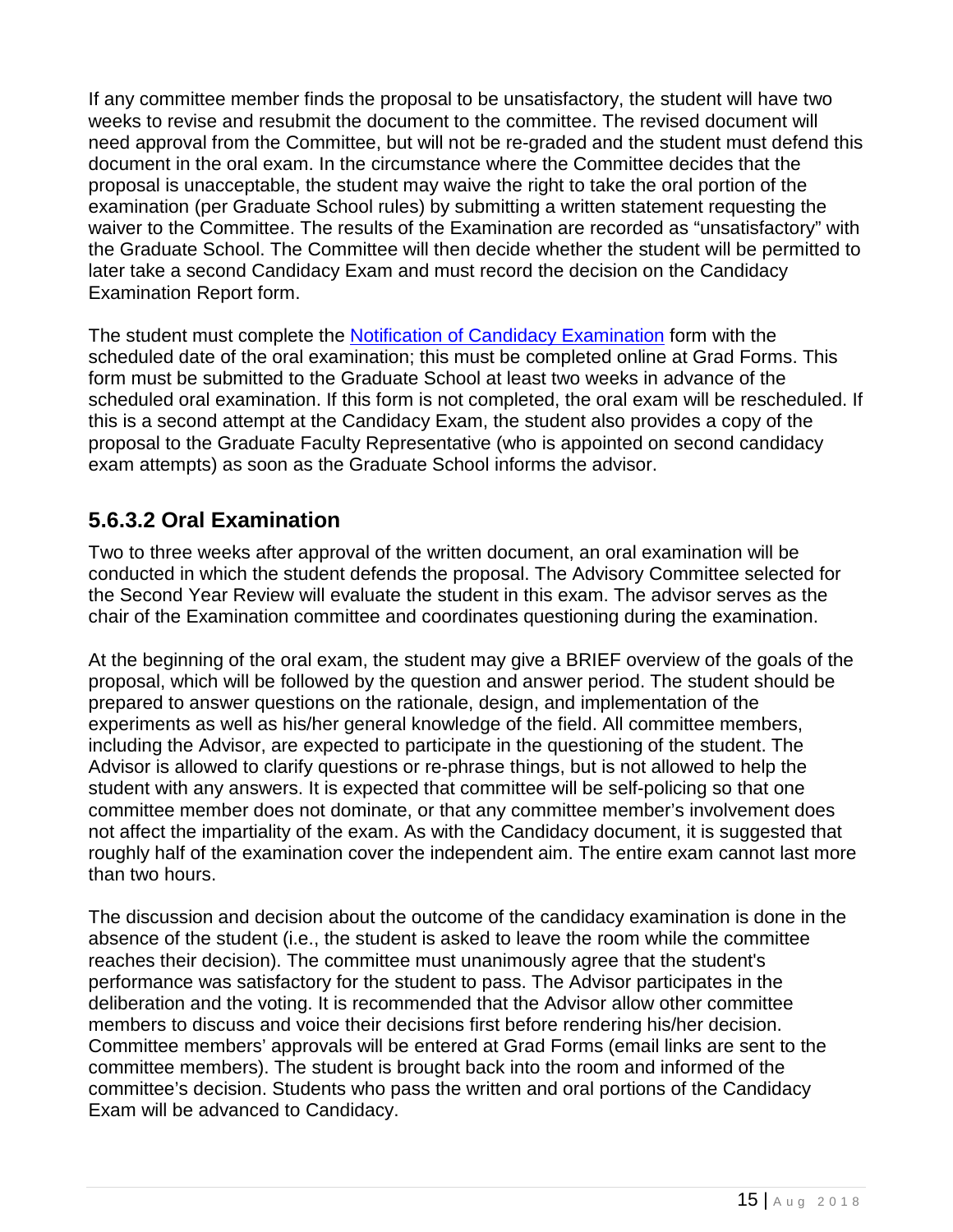If any committee member finds the proposal to be unsatisfactory, the student will have two weeks to revise and resubmit the document to the committee. The revised document will need approval from the Committee, but will not be re-graded and the student must defend this document in the oral exam. In the circumstance where the Committee decides that the proposal is unacceptable, the student may waive the right to take the oral portion of the examination (per Graduate School rules) by submitting a written statement requesting the waiver to the Committee. The results of the Examination are recorded as "unsatisfactory" with the Graduate School. The Committee will then decide whether the student will be permitted to later take a second Candidacy Exam and must record the decision on the Candidacy Examination Report form.

The student must complete the [Notification of Candidacy Examination] form with the scheduled date of the oral examination; this must be completed online at Grad Forms. This form must be submitted to the Graduate School at least two weeks in advance of the scheduled oral examination. If this form is not completed, the oral exam will be rescheduled. If this is a second attempt at the Candidacy Exam, the student also provides a copy of the proposal to the Graduate Faculty Representative (who is appointed on second candidacy exam attempts) as soon as the Graduate School informs the advisor.

## 5.6.3.2 Oral Examination

Two to three weeks after approval of the written document, an oral examination will be conducted in which the student defends the proposal. The Advisory Committee selected for the Second Year Review will evaluate the student in this exam. The advisor serves as the chair of the Examination committee and coordinates questioning during the examination.

At the beginning of the oral exam, the student may give a BRIEF overview of the goals of the proposal, which will be followed by the question and answer period. The student should be prepared to answer questions on the rationale, design, and implementation of the experiments as well as his/her general knowledge of the field. All committee members, including the Advisor, are expected to participate in the questioning of the student. The Advisor is allowed to clarify questions or re-phrase things, but is not allowed to help the student with any answers. It is expected that committee will be self-policing so that one committee member does not dominate, or that any committee member's involvement does not affect the impartiality of the exam. As with the Candidacy document, it is suggested that roughly half of the examination cover the independent aim. The entire exam cannot last more than two hours.

The discussion and decision about the outcome of the candidacy examination is done in the absence of the student (i.e., the student is asked to leave the room while the committee reaches their decision). The committee must unanimously agree that the student's performance was satisfactory for the student to pass. The Advisor participates in the deliberation and the voting. It is recommended that the Advisor allow other committee members to discuss and voice their decisions first before rendering his/her decision. Committee members' approvals will be entered at Grad Forms (email links are sent to the committee members). The student is brought back into the room and informed of the committee's decision. Students who pass the written and oral portions of the Candidacy Exam will be advanced to Candidacy.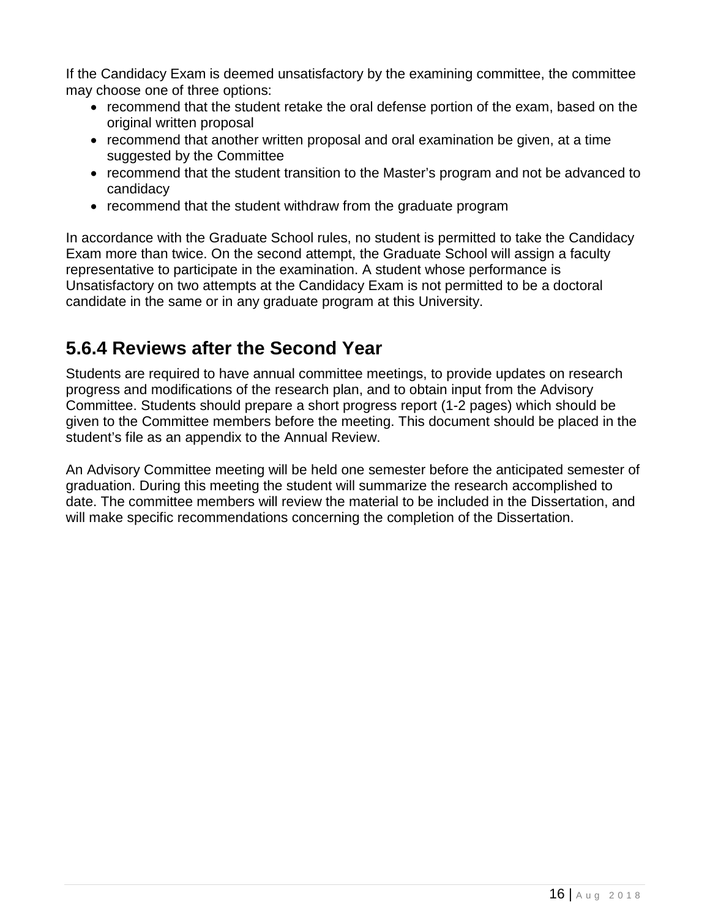If the Candidacy Exam is deemed unsatisfactory by the examining committee, the committee may choose one of three options:

- recommend that the student retake the oral defense portion of the exam, based on the original written proposal
- recommend that another written proposal and oral examination be given, at a time suggested by the Committee
- recommend that the student transition to the Master's program and not be advanced to candidacy
- recommend that the student withdraw from the graduate program

In accordance with the Graduate School rules, no student is permitted to take the Candidacy Exam more than twice. On the second attempt, the Graduate School will assign a faculty representative to participate in the examination. A student whose performance is Unsatisfactory on two attempts at the Candidacy Exam is not permitted to be a doctoral candidate in the same or in any graduate program at this University.

## 5.6.4 Reviews after the Second Year

Students are required to have annual committee meetings, to provide updates on research progress and modifications of the research plan, and to obtain input from the Advisory Committee. Students should prepare a short progress report (1-2 pages) which should be given to the Committee members before the meeting. This document should be placed in the student's file as an appendix to the Annual Review.

An Advisory Committee meeting will be held one semester before the anticipated semester of graduation. During this meeting the student will summarize the research accomplished to date. The committee members will review the material to be included in the Dissertation, and will make specific recommendations concerning the completion of the Dissertation.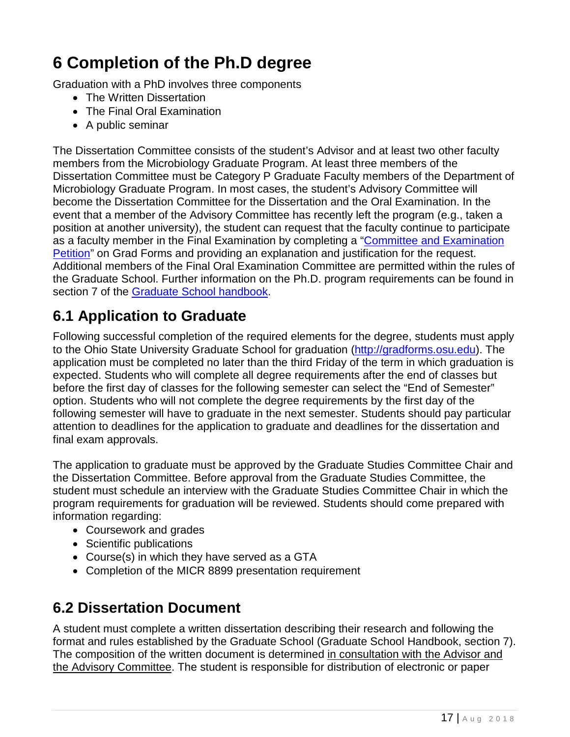# 6 Completion of the Ph.D degree

Graduation with a PhD involves three components

- The Written Dissertation
- The Final Oral Examination
- A public seminar

The Dissertation Committee consists of the student's Advisor and at least two other faculty members from the Microbiology Graduate Program. At least three members of the Dissertation Committee must be Category P Graduate Faculty members of the Department of Microbiology Graduate Program. In most cases, the student's Advisory Committee will become the Dissertation Committee for the Dissertation and the Oral Examination. In the event that a member of the Advisory Committee has recently left the program (e.g., taken a position at another university), the student can request that the faculty continue to participate as a faculty member in the Final Examination by completing a "Committee and Examination Petition" on Grad Forms and providing an explanation and justification for the request. Additional members of the Final Oral Examination Committee are permitted within the rules of the Graduate School. Further information on the Ph.D. program requirements can be found in section 7 of the Graduate School handbook.

## 6.1 Application to Graduate

Following successful completion of the required elements for the degree, students must apply to the Ohio State University Graduate School for graduation (http://gradforms.osu.edu). The application must be completed no later than the third Friday of the term in which graduation is expected. Students who will complete all degree requirements after the end of classes but before the first day of classes for the following semester can select the "End of Semester" option. Students who will not complete the degree requirements by the first day of the following semester will have to graduate in the next semester. Students should pay particular attention to deadlines for the application to graduate and deadlines for the dissertation and final exam approvals.

The application to graduate must be approved by the Graduate Studies Committee Chair and the Dissertation Committee. Before approval from the Graduate Studies Committee, the student must schedule an interview with the Graduate Studies Committee Chair in which the program requirements for graduation will be reviewed. Students should come prepared with information regarding:

- Coursework and grades
- Scientific publications
- Course(s) in which they have served as a GTA
- Completion of the MICR 8899 presentation requirement

## 6.2 Dissertation Document

A student must complete a written dissertation describing their research and following the format and rules established by the Graduate School (Graduate School Handbook, section 7). The composition of the written document is determined in consultation with the Advisor and the Advisory Committee. The student is responsible for distribution of electronic or paper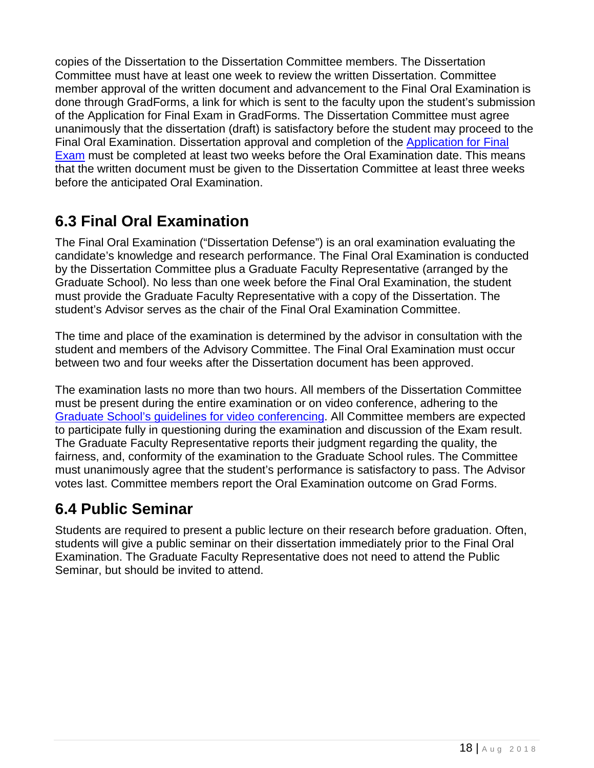copies of the Dissertation to the Dissertation Committee members. The Dissertation Committee must have at least one week to review the written Dissertation. Committee member approval of the written document and advancement to the Final Oral Examination is done through GradForms, a link for which is sent to the faculty upon the student's submission of the Application for Final Exam in GradForms. The Dissertation Committee must agree unanimously that the dissertation (draft) is satisfactory before the student may proceed to the Final Oral Examination. Dissertation approval and completion of the Application for Final Exam must be completed at least two weeks before the Oral Examination date. This means that the written document must be given to the Dissertation Committee at least three weeks before the anticipated Oral Examination.

## 6.3 Final Oral Examination

The Final Oral Examination ("Dissertation Defense") is an oral examination evaluating the candidate's knowledge and research performance. The Final Oral Examination is conducted by the Dissertation Committee plus a Graduate Faculty Representative (arranged by the Graduate School). No less than one week before the Final Oral Examination, the student must provide the Graduate Faculty Representative with a copy of the Dissertation. The student's Advisor serves as the chair of the Final Oral Examination Committee.

The time and place of the examination is determined by the advisor in consultation with the student and members of the Advisory Committee. The Final Oral Examination must occur between two and four weeks after the Dissertation document has been approved.

The examination lasts no more than two hours. All members of the Dissertation Committee must be present during the entire examination or on video conference, adhering to the Graduate School's guidelines for video conferencing. All Committee members are expected to participate fully in questioning during the examination and discussion of the Exam result. The Graduate Faculty Representative reports their judgment regarding the quality, the fairness, and, conformity of the examination to the Graduate School rules. The Committee must unanimously agree that the student's performance is satisfactory to pass. The Advisor votes last. Committee members report the Oral Examination outcome on Grad Forms.

## 6.4 Public Seminar

Students are required to present a public lecture on their research before graduation. Often, students will give a public seminar on their dissertation immediately prior to the Final Oral Examination. The Graduate Faculty Representative does not need to attend the Public Seminar, but should be invited to attend.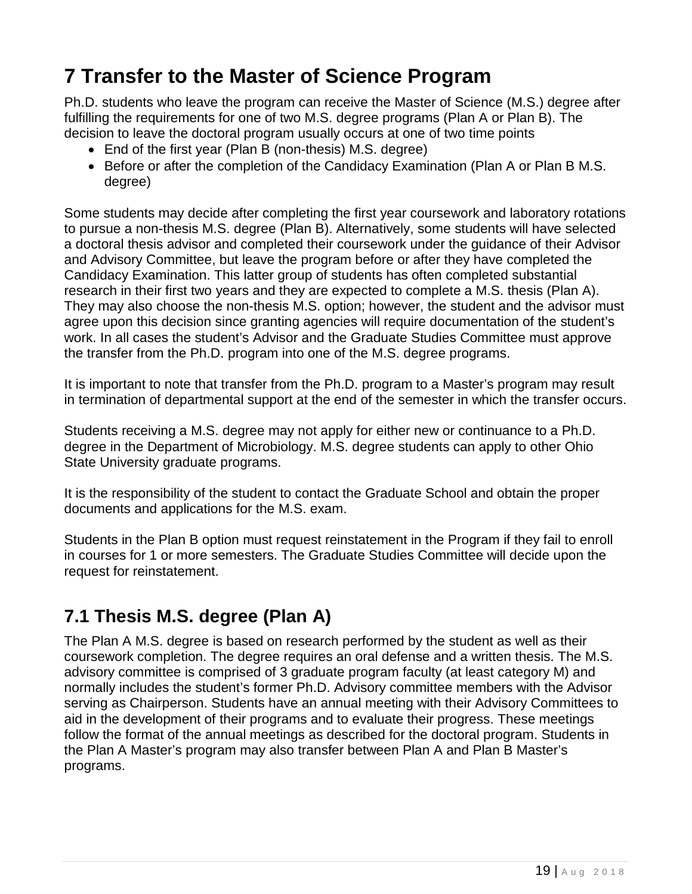# 7 Transfer to the Master of Science Program

Ph.D. students who leave the program can receive the Master of Science (M.S.) degree after fulfilling the requirements for one of two M.S. degree programs (Plan A or Plan B). The decision to leave the doctoral program usually occurs at one of two time points

- End of the first year (Plan B (non-thesis) M.S. degree)
- Before or after the completion of the Candidacy Examination (Plan A or Plan B M.S. degree)

Some students may decide after completing the first year coursework and laboratory rotations to pursue a non-thesis M.S. degree (Plan B). Alternatively, some students will have selected a doctoral thesis advisor and completed their coursework under the guidance of their Advisor and Advisory Committee, but leave the program before or after they have completed the Candidacy Examination. This latter group of students has often completed substantial research in their first two years and they are expected to complete a M.S. thesis (Plan A). They may also choose the non-thesis M.S. option; however, the student and the advisor must agree upon this decision since granting agencies will require documentation of the student's work. In all cases the student's Advisor and the Graduate Studies Committee must approve the transfer from the Ph.D. program into one of the M.S. degree programs.

It is important to note that transfer from the Ph.D. program to a Master's program may result in termination of departmental support at the end of the semester in which the transfer occurs.

Students receiving a M.S. degree may not apply for either new or continuance to a Ph.D. degree in the Department of Microbiology. M.S. degree students can apply to other Ohio State University graduate programs.

It is the responsibility of the student to contact the Graduate School and obtain the proper documents and applications for the M.S. exam.

Students in the Plan B option must request reinstatement in the Program if they fail to enroll in courses for 1 or more semesters. The Graduate Studies Committee will decide upon the request for reinstatement.

## 7.1 Thesis M.S. degree (Plan A)

The Plan A M.S. degree is based on research performed by the student as well as their coursework completion. The degree requires an oral defense and a written thesis. The M.S. advisory committee is comprised of 3 graduate program faculty (at least category M) and normally includes the student's former Ph.D. Advisory committee members with the Advisor serving as Chairperson. Students have an annual meeting with their Advisory Committees to aid in the development of their programs and to evaluate their progress. These meetings follow the format of the annual meetings as described for the doctoral program. Students in the Plan A Master's program may also transfer between Plan A and Plan B Master's programs.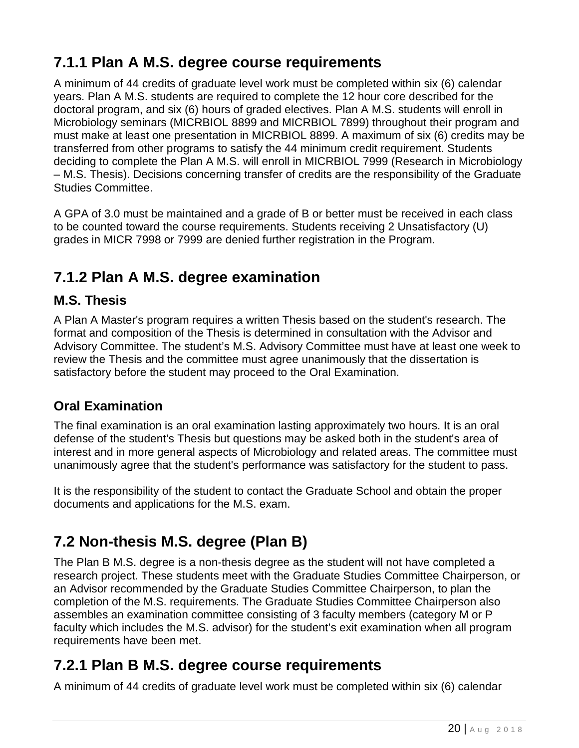## 7.1.1 Plan A M.S. degree course requirements

A minimum of 44 credits of graduate level work must be completed within six (6) calendar years. Plan A M.S. students are required to complete the 12 hour core described for the doctoral program, and six (6) hours of graded electives. Plan A M.S. students will enroll in Microbiology seminars (MICRBIOL 8899 and MICRBIOL 7899) throughout their program and must make at least one presentation in MICRBIOL 8899. A maximum of six (6) credits may be transferred from other programs to satisfy the 44 minimum credit requirement. Students deciding to complete the Plan A M.S. will enroll in MICRBIOL 7999 (Research in Microbiology – M.S. Thesis). Decisions concerning transfer of credits are the responsibility of the Graduate Studies Committee.

A GPA of 3.0 must be maintained and a grade of B or better must be received in each class to be counted toward the course requirements. Students receiving 2 Unsatisfactory (U) grades in MICR 7998 or 7999 are denied further registration in the Program.

## 7.1.2 Plan A M.S. degree examination

### M.S. Thesis

A Plan A Master's program requires a written Thesis based on the student's research. The format and composition of the Thesis is determined in consultation with the Advisor and Advisory Committee. The student's M.S. Advisory Committee must have at least one week to review the Thesis and the committee must agree unanimously that the dissertation is satisfactory before the student may proceed to the Oral Examination.

### Oral Examination

The final examination is an oral examination lasting approximately two hours. It is an oral defense of the student's Thesis but questions may be asked both in the student's area of interest and in more general aspects of Microbiology and related areas. The committee must unanimously agree that the student's performance was satisfactory for the student to pass.

It is the responsibility of the student to contact the Graduate School and obtain the proper documents and applications for the M.S. exam.

## 7.2 Non-thesis M.S. degree (Plan B)

The Plan B M.S. degree is a non-thesis degree as the student will not have completed a research project. These students meet with the Graduate Studies Committee Chairperson, or an Advisor recommended by the Graduate Studies Committee Chairperson, to plan the completion of the M.S. requirements. The Graduate Studies Committee Chairperson also assembles an examination committee consisting of 3 faculty members (category M or P faculty which includes the M.S. advisor) for the student's exit examination when all program requirements have been met.

## 7.2.1 Plan B M.S. degree course requirements

A minimum of 44 credits of graduate level work must be completed within six (6) calendar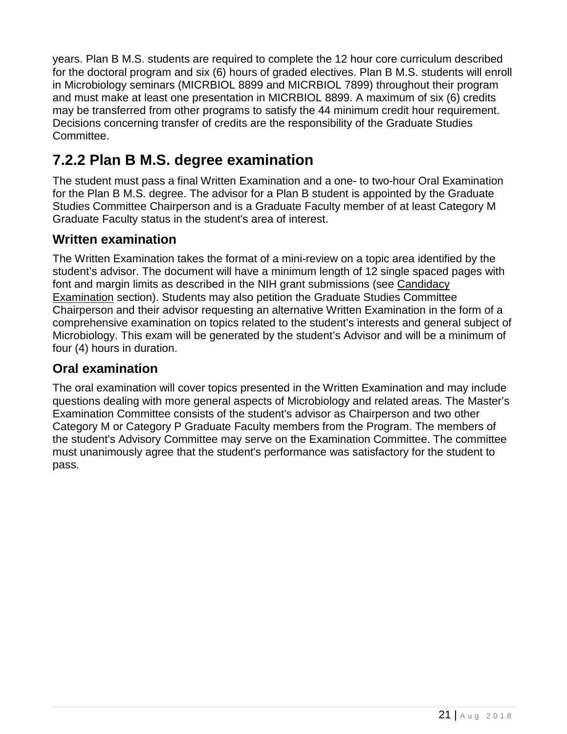years. Plan B M.S. students are required to complete the 12 hour core curriculum described for the doctoral program and six (6) hours of graded electives. Plan B M.S. students will enroll in Microbiology seminars (MICRBIOL 8899 and MICRBIOL 7899) throughout their program and must make at least one presentation in MICRBIOL 8899. A maximum of six (6) credits may be transferred from other programs to satisfy the 44 minimum credit hour requirement. Decisions concerning transfer of credits are the responsibility of the Graduate Studies Committee.

## 7.2.2 Plan B M.S. degree examination

The student must pass a final Written Examination and a one- to two-hour Oral Examination for the Plan B M.S. degree. The advisor for a Plan B student is appointed by the Graduate Studies Committee Chairperson and is a Graduate Faculty member of at least Category M Graduate Faculty status in the student's area of interest.

### Written examination

The Written Examination takes the format of a mini-review on a topic area identified by the student's advisor. The document will have a minimum length of 12 single spaced pages with font and margin limits as described in the NIH grant submissions (see Candidacy Examination section). Students may also petition the Graduate Studies Committee Chairperson and their advisor requesting an alternative Written Examination in the form of a comprehensive examination on topics related to the student's interests and general subject of Microbiology. This exam will be generated by the student's Advisor and will be a minimum of four (4) hours in duration.

### Oral examination

The oral examination will cover topics presented in the Written Examination and may include questions dealing with more general aspects of Microbiology and related areas. The Master's Examination Committee consists of the student's advisor as Chairperson and two other Category M or Category P Graduate Faculty members from the Program. The members of the student's Advisory Committee may serve on the Examination Committee. The committee must unanimously agree that the student's performance was satisfactory for the student to pass.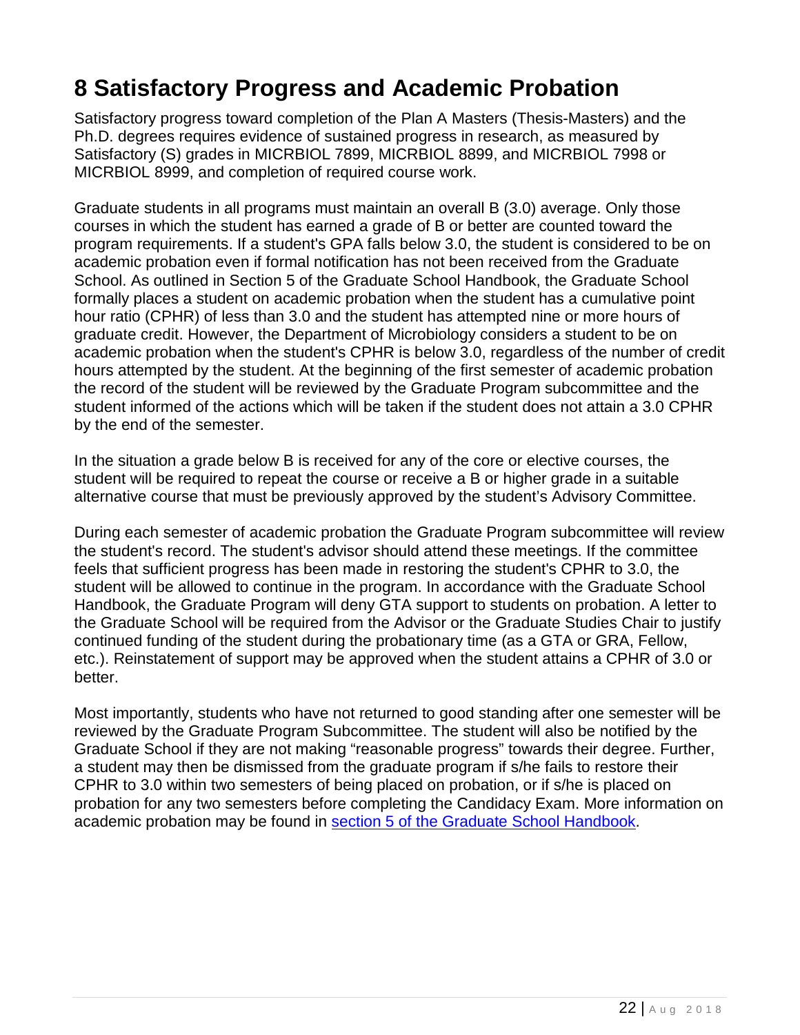# 8 Satisfactory Progress and Academic Probation

Satisfactory progress toward completion of the Plan A Masters (Thesis-Masters) and the Ph.D. degrees requires evidence of sustained progress in research, as measured by Satisfactory (S) grades in MICRBIOL 7899, MICRBIOL 8899, and MICRBIOL 7998 or MICRBIOL 8999, and completion of required course work.

Graduate students in all programs must maintain an overall B (3.0) average. Only those courses in which the student has earned a grade of B or better are counted toward the program requirements. If a student's GPA falls below 3.0, the student is considered to be on academic probation even if formal notification has not been received from the Graduate School. As outlined in Section 5 of the Graduate School Handbook, the Graduate School formally places a student on academic probation when the student has a cumulative point hour ratio (CPHR) of less than 3.0 and the student has attempted nine or more hours of graduate credit. However, the Department of Microbiology considers a student to be on academic probation when the student's CPHR is below 3.0, regardless of the number of credit hours attempted by the student. At the beginning of the first semester of academic probation the record of the student will be reviewed by the Graduate Program subcommittee and the student informed of the actions which will be taken if the student does not attain a 3.0 CPHR by the end of the semester.

In the situation a grade below B is received for any of the core or elective courses, the student will be required to repeat the course or receive a B or higher grade in a suitable alternative course that must be previously approved by the student's Advisory Committee.

During each semester of academic probation the Graduate Program subcommittee will review the student's record. The student's advisor should attend these meetings. If the committee feels that sufficient progress has been made in restoring the student's CPHR to 3.0, the student will be allowed to continue in the program. In accordance with the Graduate School Handbook, the Graduate Program will deny GTA support to students on probation. A letter to the Graduate School will be required from the Advisor or the Graduate Studies Chair to justify continued funding of the student during the probationary time (as a GTA or GRA, Fellow, etc.). Reinstatement of support may be approved when the student attains a CPHR of 3.0 or better.

Most importantly, students who have not returned to good standing after one semester will be reviewed by the Graduate Program Subcommittee. The student will also be notified by the Graduate School if they are not making "reasonable progress" towards their degree. Further, a student may then be dismissed from the graduate program if s/he fails to restore their CPHR to 3.0 within two semesters of being placed on probation, or if s/he is placed on probation for any two semesters before completing the Candidacy Exam. More information on academic probation may be found in [section 5 of the Graduate School Handbook](#).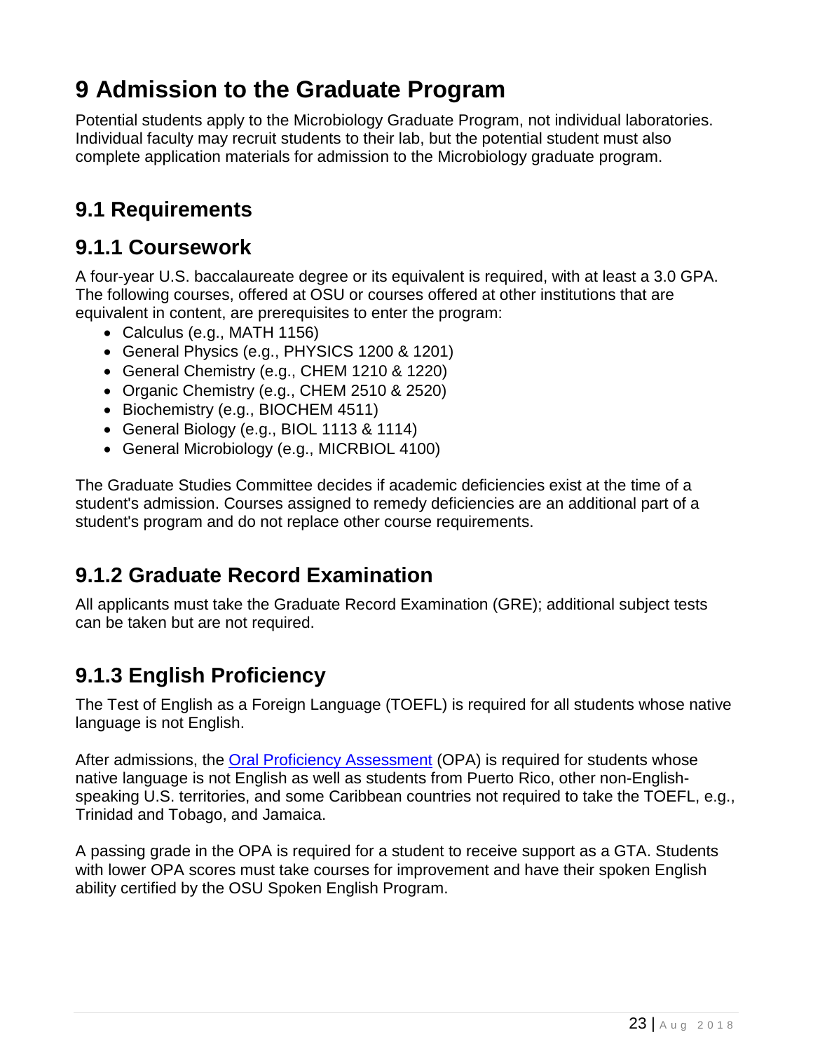# 9 Admission to the Graduate Program

Potential students apply to the Microbiology Graduate Program, not individual laboratories. Individual faculty may recruit students to their lab, but the potential student must also complete application materials for admission to the Microbiology graduate program.

## 9.1 Requirements

### 9.1.1 Coursework

A four-year U.S. baccalaureate degree or its equivalent is required, with at least a 3.0 GPA. The following courses, offered at OSU or courses offered at other institutions that are equivalent in content, are prerequisites to enter the program:

- Calculus (e.g., MATH 1156)
- General Physics (e.g., PHYSICS 1200 & 1201)
- General Chemistry (e.g., CHEM 1210 & 1220)
- Organic Chemistry (e.g., CHEM 2510 & 2520)
- Biochemistry (e.g., BIOCHEM 4511)
- General Biology (e.g., BIOL 1113 & 1114)
- General Microbiology (e.g., MICRBIOL 4100)

The Graduate Studies Committee decides if academic deficiencies exist at the time of a student's admission. Courses assigned to remedy deficiencies are an additional part of a student's program and do not replace other course requirements.

### 9.1.2 Graduate Record Examination

All applicants must take the Graduate Record Examination (GRE); additional subject tests can be taken but are not required.

### 9.1.3 English Proficiency

The Test of English as a Foreign Language (TOEFL) is required for all students whose native language is not English.

After admissions, the Oral Proficiency Assessment (OPA) is required for students whose native language is not English as well as students from Puerto Rico, other non-English-speaking U.S. territories, and some Caribbean countries not required to take the TOEFL, e.g., Trinidad and Tobago, and Jamaica.

A passing grade in the OPA is required for a student to receive support as a GTA. Students with lower OPA scores must take courses for improvement and have their spoken English ability certified by the OSU Spoken English Program.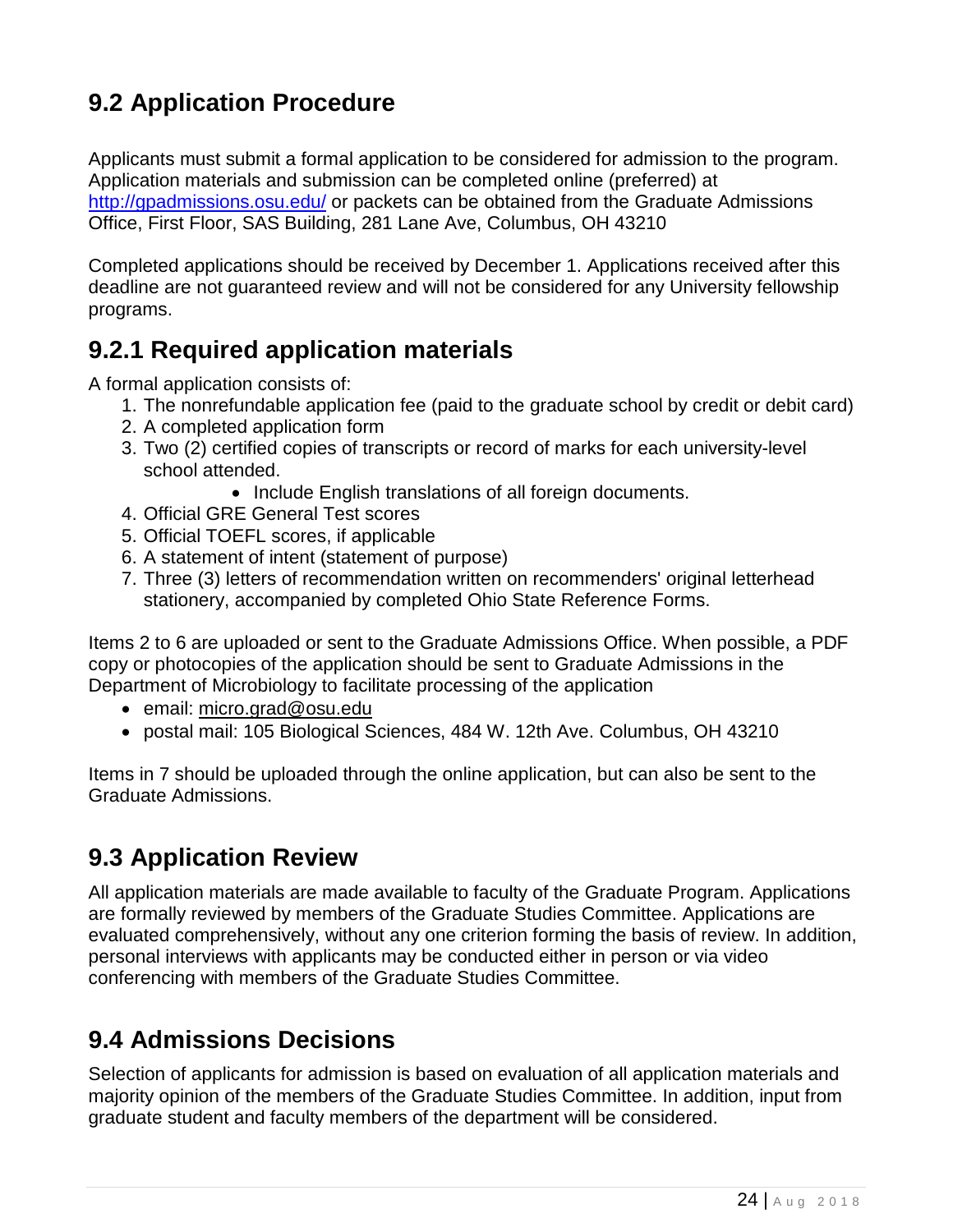## 9.2 Application Procedure

Applicants must submit a formal application to be considered for admission to the program. Application materials and submission can be completed online (preferred) at [http://gpadmissions.osu.edu/](http://gpadmissions.osu.edu/) or packets can be obtained from the Graduate Admissions Office, First Floor, SAS Building, 281 Lane Ave, Columbus, OH 43210

Completed applications should be received by December 1. Applications received after this deadline are not guaranteed review and will not be considered for any University fellowship programs.

### 9.2.1 Required application materials

A formal application consists of:

1. The nonrefundable application fee (paid to the graduate school by credit or debit card)
2. A completed application form
3. Two (2) certified copies of transcripts or record of marks for each university-level school attended.
    - Include English translations of all foreign documents.
4. Official GRE General Test scores
5. Official TOEFL scores, if applicable
6. A statement of intent (statement of purpose)
7. Three (3) letters of recommendation written on recommenders' original letterhead stationery, accompanied by completed Ohio State Reference Forms.

Items 2 to 6 are uploaded or sent to the Graduate Admissions Office. When possible, a PDF copy or photocopies of the application should be sent to Graduate Admissions in the Department of Microbiology to facilitate processing of the application

- email: micro.grad@osu.edu
- postal mail: 105 Biological Sciences, 484 W. 12th Ave. Columbus, OH 43210

Items in 7 should be uploaded through the online application, but can also be sent to the Graduate Admissions.

## 9.3 Application Review

All application materials are made available to faculty of the Graduate Program. Applications are formally reviewed by members of the Graduate Studies Committee. Applications are evaluated comprehensively, without any one criterion forming the basis of review. In addition, personal interviews with applicants may be conducted either in person or via video conferencing with members of the Graduate Studies Committee.

## 9.4 Admissions Decisions

Selection of applicants for admission is based on evaluation of all application materials and majority opinion of the members of the Graduate Studies Committee. In addition, input from graduate student and faculty members of the department will be considered.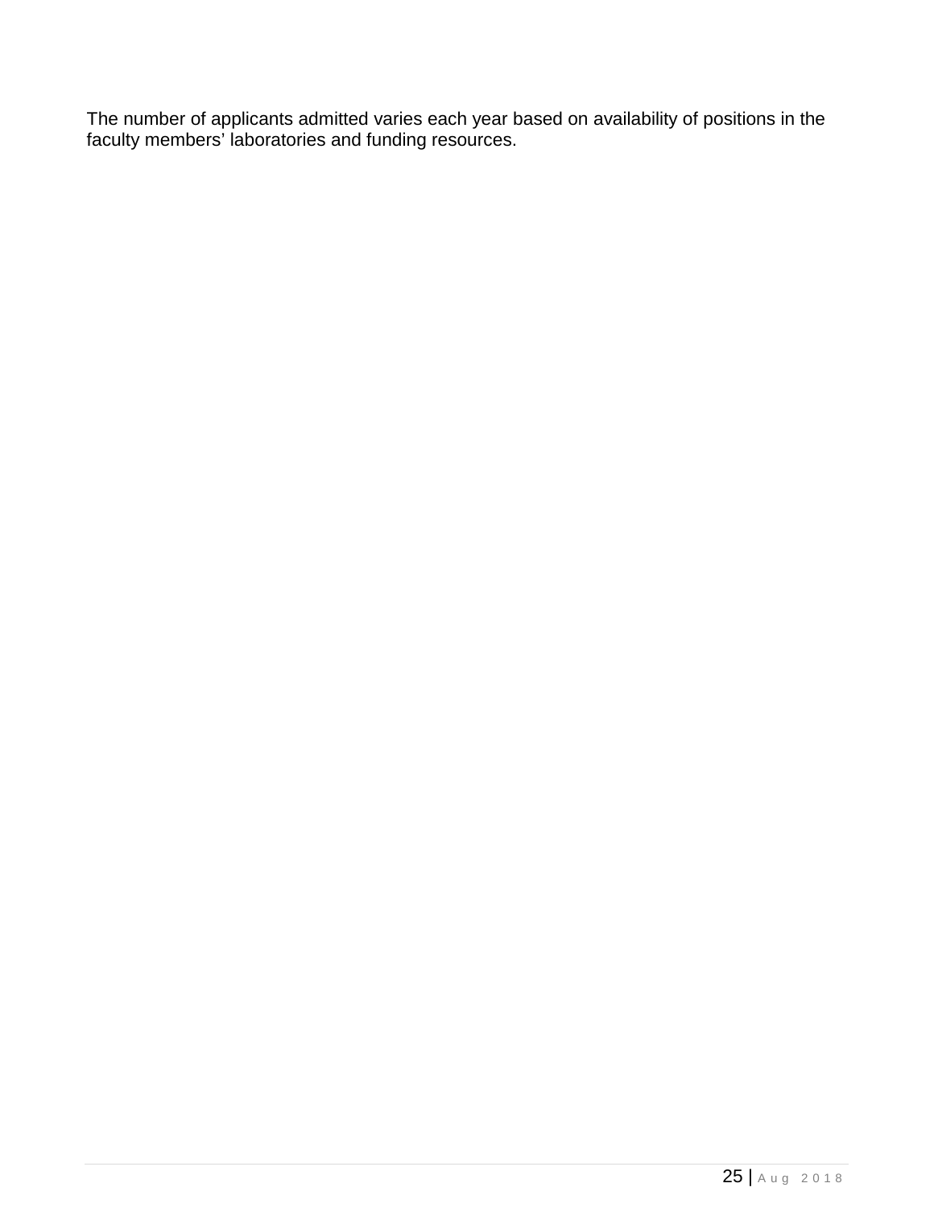The number of applicants admitted varies each year based on availability of positions in the faculty members' laboratories and funding resources.